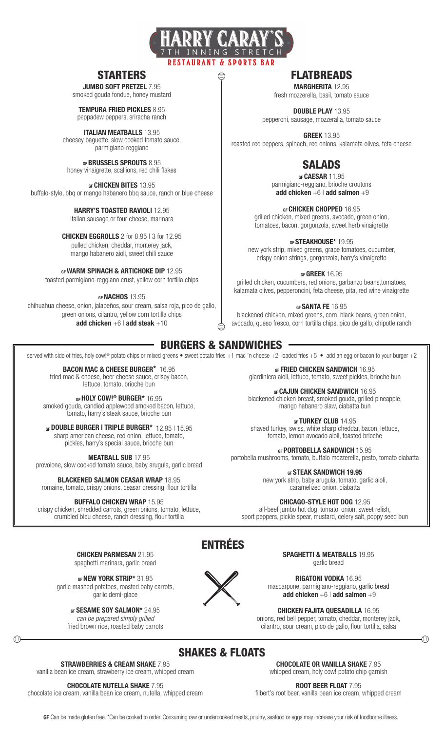# HARRY CARAY'S

7TH INNING STRETCH

RESTAURANT & SPORTS BAR

## STARTERS

**JUMBO SOFT PRETZEL** 7.95
smoked gouda fondue, honey mustard

**TEMPURA FRIED PICKLES** 8.95
peppadew peppers, sriracha ranch

**ITALIAN MEATBALLS** 13.95
cheesey baguette, slow cooked tomato sauce, parmigiano-reggiano

**GF BRUSSELS SPROUTS** 8.95
honey vinaigrette, scallions, red chili flakes

**GF CHICKEN BITES** 13.95
buffalo-style, bbq or mango habanero bbq sauce, ranch or blue cheese

**HARRY'S TOASTED RAVIOLI** 12.95
italian sausage or four cheese, marinara

**CHICKEN EGGROLLS** 2 for 8.95 | 3 for 12.95
pulled chicken, cheddar, monterey jack, mango habanero aioli, sweet chili sauce

**GF WARM SPINACH & ARTICHOKE DIP** 12.95
toasted parmigiano-reggiano crust, yellow corn tortilla chips

**GF NACHOS** 13.95
chihuahua cheese, onion, jalapeños, sour cream, salsa roja, pico de gallo, green onions, cilantro, yellow corn tortilla chips
**add chicken** +6 | **add steak** +10

## FLATBREADS

**MARGHERITA** 12.95
fresh mozzerella, basil, tomato sauce

**DOUBLE PLAY** 13.95
pepperoni, sausage, mozzeralla, tomato sauce

**GREEK** 13.95
roasted red peppers, spinach, red onions, kalamata olives, feta cheese

## SALADS

**GF CAESAR** 11.95
parmigiano-reggiano, brioche croutons
**add chicken** +6 | **add salmon** +9

**GF CHICKEN CHOPPED** 16.95
grilled chicken, mixed greens, avocado, green onion, tomatoes, bacon, gorgonzola, sweet herb vinaigrette

**GF STEAKHOUSE*** 19.95
new york strip, mixed greens, grape tomatoes, cucumber, crispy onion strings, gorgonzola, harry's vinaigrette

**GF GREEK** 16.95
grilled chicken, cucumbers, red onions, garbanzo beans,tomatoes, kalamata olives, pepperoncini, feta cheese, pita, red wine vinaigrette

**GF SANTA FE** 16.95
blackened chicken, mixed greens, corn, black beans, green onion, avocado, queso fresco, corn tortilla chips, pico de gallo, chipotle ranch

## BURGERS & SANDWICHES

served with side of fries, holy cow!® potato chips or mixed greens • sweet potato fries +1 mac 'n cheese +2 loaded fries +5 • add an egg or bacon to your burger +2

**BACON MAC & CHEESE BURGER*** 16.95
fried mac & cheese, beer cheese sauce, crispy bacon, lettuce, tomato, brioche bun

**GF HOLY COW!® BURGER*** 16.95
smoked gouda, candied applewood smoked bacon, lettuce, tomato, harry's steak sauce, brioche bun

**GF DOUBLE BURGER | TRIPLE BURGER*** 12.95 | 15.95
sharp american cheese, red onion, lettuce, tomato, pickles, harry's special sauce, brioche bun

**MEATBALL SUB** 17.95
provolone, slow cooked tomato sauce, baby arugula, garlic bread

**BLACKENED SALMON CEASAR WRAP** 18.95
romaine, tomato, crispy onions, ceasar dressing, flour tortilla

**BUFFALO CHICKEN WRAP** 15.95
crispy chicken, shredded carrots, green onions, tomato, lettuce, crumbled bleu cheese, ranch dressing, flour tortilla

**GF FRIED CHICKEN SANDWICH** 16.95
giardiniera aioli, lettuce, tomato, sweet pickles, brioche bun

**GF CAJUN CHICKEN SANDWICH** 16.95
blackened chicken breast, smoked gouda, grilled pineapple, mango habanero slaw, ciabatta bun

**GF TURKEY CLUB** 14.95
shaved turkey, swiss, white sharp cheddar, bacon, lettuce, tomato, lemon avocado aioli, toasted brioche

**GF PORTOBELLA SANDWICH** 15.95
portobella mushrooms, tomato, buffalo mozzerella, pesto, tomato ciabatta

**GF STEAK SANDWICH 19.95**
new york strip, baby arugula, tomato, garlic aioli, caramelized onion, ciabatta

**CHICAGO-STYLE HOT DOG** 12.95
all-beef jumbo hot dog, tomato, onion, sweet relish, sport peppers, pickle spear, mustard, celery salt, poppy seed bun

## ENTRÉES

**CHICKEN PARMESAN** 21.95
spaghetti marinara, garlic bread

**GF NEW YORK STRIP*** 31.95
garlic mashed potatoes, roasted baby carrots, garlic demi-glace

**GF SESAME SOY SALMON*** 24.95
*can be prepared simply grilled*
fried brown rice, roasted baby carrots

**SPAGHETTI & MEATBALLS** 19.95
garlic bread

**RIGATONI VODKA** 16.95
mascarpone, parmigiano-reggiano, garlic bread
**add chicken** +6 | **add salmon** +9

**CHICKEN FAJITA QUESADILLA** 16.95
onions, red bell pepper, tomato, cheddar, monterey jack, cilantro, sour cream, pico de gallo, flour tortilla, salsa

## SHAKES & FLOATS

**STRAWBERRIES & CREAM SHAKE** 7.95
vanilla bean ice cream, strawberry ice cream, whipped cream

**CHOCOLATE NUTELLA SHAKE** 7.95
chocolate ice cream, vanilla bean ice cream, nutella, whipped cream

**CHOCOLATE OR VANILLA SHAKE** 7.95
whipped cream, holy cow! potato chip garnish

**ROOT BEER FLOAT** 7.95
filbert's root beer, vanilla bean ice cream, whipped cream

**GF** Can be made gluten free. *Can be cooked to order. Consuming raw or undercooked meats, poultry, seafood or eggs may increase your risk of foodborne illness.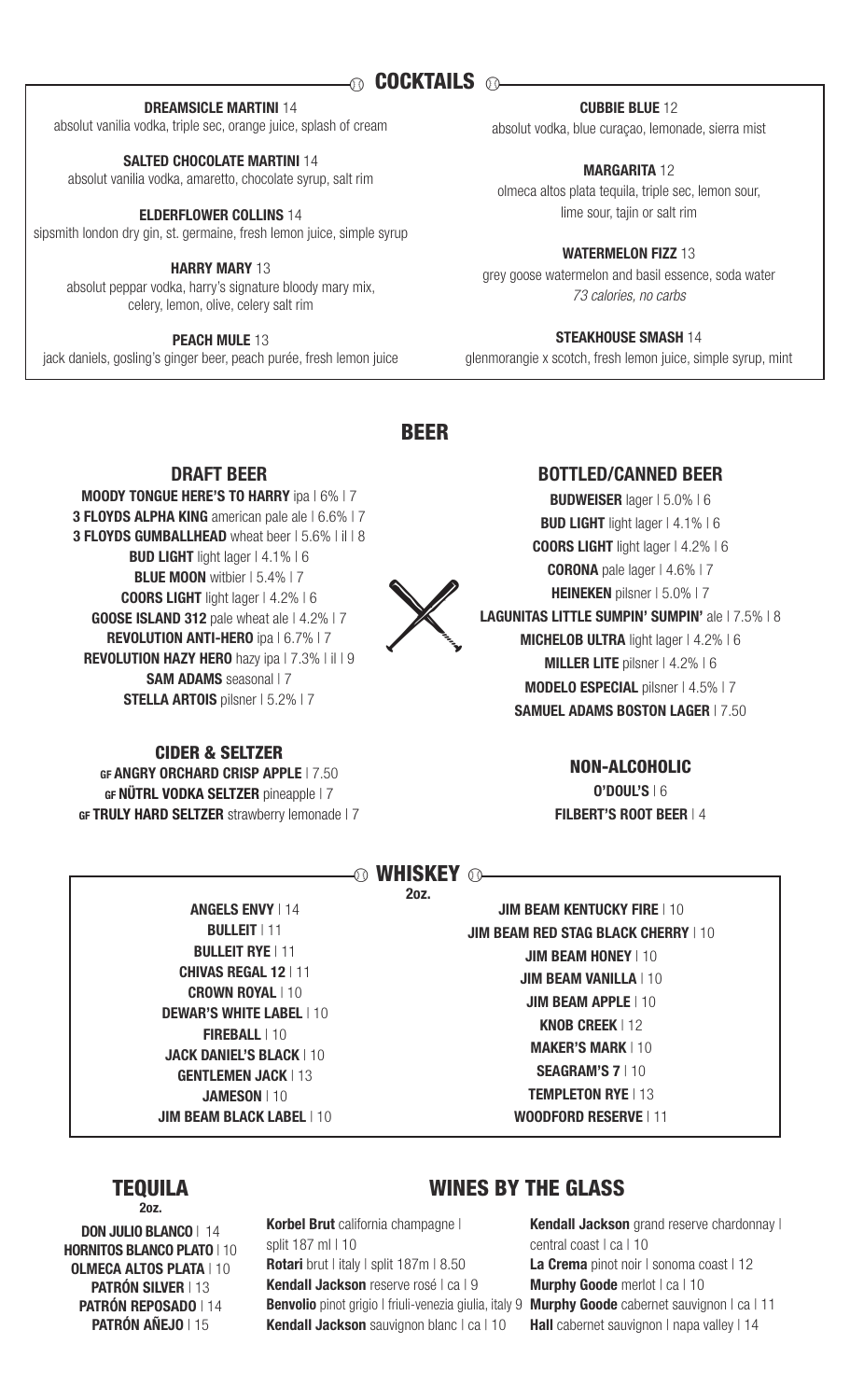# COCKTAILS

**DREAMSICLE MARTINI** 14
absolut vanilia vodka, triple sec, orange juice, splash of cream

**SALTED CHOCOLATE MARTINI** 14
absolut vanilia vodka, amaretto, chocolate syrup, salt rim

**ELDERFLOWER COLLINS** 14
sipsmith london dry gin, st. germaine, fresh lemon juice, simple syrup

**HARRY MARY** 13
absolut peppar vodka, harry's signature bloody mary mix, celery, lemon, olive, celery salt rim

**PEACH MULE** 13
jack daniels, gosling's ginger beer, peach purée, fresh lemon juice

**CUBBIE BLUE** 12
absolut vodka, blue curaçao, lemonade, sierra mist

**MARGARITA** 12
olmeca altos plata tequila, triple sec, lemon sour, lime sour, tajin or salt rim

**WATERMELON FIZZ** 13
grey goose watermelon and basil essence, soda water
*73 calories, no carbs*

**STEAKHOUSE SMASH** 14
glenmorangie x scotch, fresh lemon juice, simple syrup, mint

# BEER

## DRAFT BEER

**MOODY TONGUE HERE'S TO HARRY** ipa | 6% | 7
**3 FLOYDS ALPHA KING** american pale ale | 6.6% | 7
**3 FLOYDS GUMBALLHEAD** wheat beer | 5.6% | il | 8
**BUD LIGHT** light lager | 4.1% | 6
**BLUE MOON** witbier | 5.4% | 7
**COORS LIGHT** light lager | 4.2% | 6
**GOOSE ISLAND 312** pale wheat ale | 4.2% | 7
**REVOLUTION ANTI-HERO** ipa | 6.7% | 7
**REVOLUTION HAZY HERO** hazy ipa | 7.3% | il | 9
**SAM ADAMS** seasonal | 7
**STELLA ARTOIS** pilsner | 5.2% | 7

## BOTTLED/CANNED BEER

**BUDWEISER** lager | 5.0% | 6
**BUD LIGHT** light lager | 4.1% | 6
**COORS LIGHT** light lager | 4.2% | 6
**CORONA** pale lager | 4.6% | 7
**HEINEKEN** pilsner | 5.0% | 7
**LAGUNITAS LITTLE SUMPIN' SUMPIN'** ale | 7.5% | 8
**MICHELOB ULTRA** light lager | 4.2% | 6
**MILLER LITE** pilsner | 4.2% | 6
**MODELO ESPECIAL** pilsner | 4.5% | 7
**SAMUEL ADAMS BOSTON LAGER** | 7.50

## CIDER & SELTZER

GF **ANGRY ORCHARD CRISP APPLE** | 7.50
GF **NÜTRL VODKA SELTZER** pineapple | 7
GF **TRULY HARD SELTZER** strawberry lemonade | 7

## NON-ALCOHOLIC

**O'DOUL'S** | 6
**FILBERT'S ROOT BEER** | 4

# WHISKEY

2oz.

**ANGELS ENVY** | 14
**BULLEIT** | 11
**BULLEIT RYE** | 11
**CHIVAS REGAL 12** | 11
**CROWN ROYAL** | 10
**DEWAR'S WHITE LABEL** | 10
**FIREBALL** | 10
**JACK DANIEL'S BLACK** | 10
**GENTLEMEN JACK** | 13
**JAMESON** | 10
**JIM BEAM BLACK LABEL** | 10
**JIM BEAM KENTUCKY FIRE** | 10
**JIM BEAM RED STAG BLACK CHERRY** | 10
**JIM BEAM HONEY** | 10
**JIM BEAM VANILLA** | 10
**JIM BEAM APPLE** | 10
**KNOB CREEK** | 12
**MAKER'S MARK** | 10
**SEAGRAM'S 7** | 10
**TEMPLETON RYE** | 13
**WOODFORD RESERVE** | 11

# TEQUILA

2oz.

**DON JULIO BLANCO** | 14
**HORNITOS BLANCO PLATO** | 10
**OLMECA ALTOS PLATA** | 10
**PATRÓN SILVER** | 13
**PATRÓN REPOSADO** | 14
**PATRÓN AÑEJO** | 15

# WINES BY THE GLASS

**Korbel Brut** california champagne | split 187 ml | 10
**Rotari** brut | italy | split 187m | 8.50
**Kendall Jackson** reserve rosé | ca | 9
**Benvolio** pinot grigio | friuli-venezia giulia, italy 9
**Kendall Jackson** sauvignon blanc | ca | 10
**Kendall Jackson** grand reserve chardonnay | central coast | ca | 10
**La Crema** pinot noir | sonoma coast | 12
**Murphy Goode** merlot | ca | 10
**Murphy Goode** cabernet sauvignon | ca | 11
**Hall** cabernet sauvignon | napa valley | 14